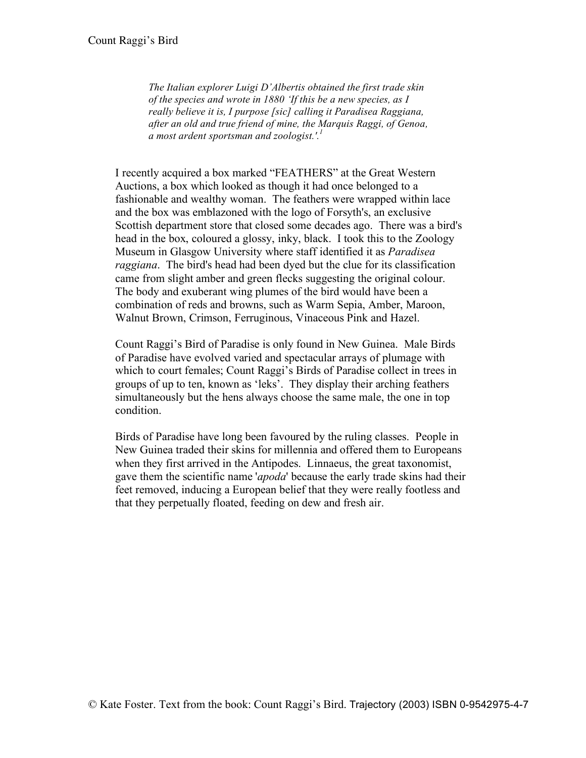# Count Raggi's Bird

> *The Italian explorer Luigi D'Albertis obtained the first trade skin of the species and wrote in 1880 'If this be a new species, as I really believe it is, I purpose [sic] calling it Paradisea Raggiana, after an old and true friend of mine, the Marquis Raggi, of Genoa, a most ardent sportsman and zoologist.'.*[1]

I recently acquired a box marked "FEATHERS" at the Great Western Auctions, a box which looked as though it had once belonged to a fashionable and wealthy woman. The feathers were wrapped within lace and the box was emblazoned with the logo of Forsyth's, an exclusive Scottish department store that closed some decades ago. There was a bird's head in the box, coloured a glossy, inky, black. I took this to the Zoology Museum in Glasgow University where staff identified it as *Paradisea raggiana*. The bird's head had been dyed but the clue for its classification came from slight amber and green flecks suggesting the original colour. The body and exuberant wing plumes of the bird would have been a combination of reds and browns, such as Warm Sepia, Amber, Maroon, Walnut Brown, Crimson, Ferruginous, Vinaceous Pink and Hazel.

Count Raggi's Bird of Paradise is only found in New Guinea. Male Birds of Paradise have evolved varied and spectacular arrays of plumage with which to court females; Count Raggi's Birds of Paradise collect in trees in groups of up to ten, known as 'leks'. They display their arching feathers simultaneously but the hens always choose the same male, the one in top condition.

Birds of Paradise have long been favoured by the ruling classes. People in New Guinea traded their skins for millennia and offered them to Europeans when they first arrived in the Antipodes. Linnaeus, the great taxonomist, gave them the scientific name '*apoda*' because the early trade skins had their feet removed, inducing a European belief that they were really footless and that they perpetually floated, feeding on dew and fresh air.

© Kate Foster. Text from the book: Count Raggi's Bird. Trajectory (2003) ISBN 0-9542975-4-7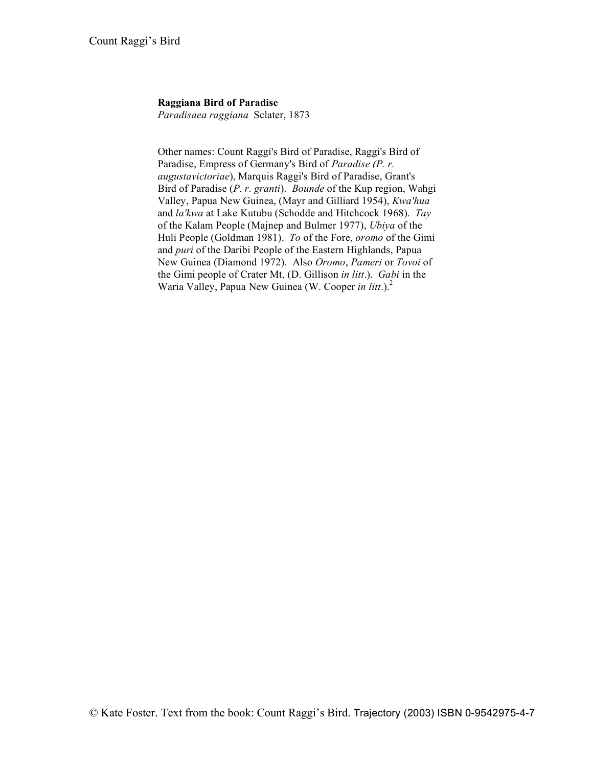**Raggiana Bird of Paradise**
*Paradisaea raggiana* Sclater, 1873

Other names: Count Raggi's Bird of Paradise, Raggi's Bird of Paradise, Empress of Germany's Bird of *Paradise (P. r. augustavictoriae*), Marquis Raggi's Bird of Paradise, Grant's Bird of Paradise (*P. r. granti*). *Bounde* of the Kup region, Wahgi Valley, Papua New Guinea, (Mayr and Gilliard 1954), *Kwa'hua* and *la'kwa* at Lake Kutubu (Schodde and Hitchcock 1968). *Tay* of the Kalam People (Majnep and Bulmer 1977), *Ubiya* of the Huli People (Goldman 1981). *To* of the Fore, *oromo* of the Gimi and *puri* of the Daribi People of the Eastern Highlands, Papua New Guinea (Diamond 1972). Also *Oromo*, *Pameri* or *Tovoi* of the Gimi people of Crater Mt, (D. Gillison *in litt*.). *Gabi* in the Waria Valley, Papua New Guinea (W. Cooper *in litt*.).[2]

© Kate Foster. Text from the book: Count Raggi's Bird. Trajectory (2003) ISBN 0-9542975-4-7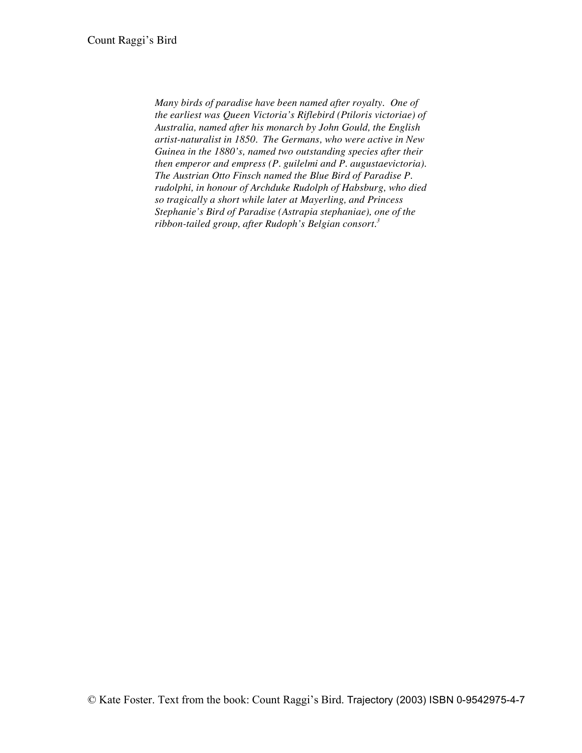*Many birds of paradise have been named after royalty. One of the earliest was Queen Victoria's Riflebird (Ptiloris victoriae) of Australia, named after his monarch by John Gould, the English artist-naturalist in 1850. The Germans, who were active in New Guinea in the 1880's, named two outstanding species after their then emperor and empress (P. guilelmi and P. augustaevictoria). The Austrian Otto Finsch named the Blue Bird of Paradise P. rudolphi, in honour of Archduke Rudolph of Habsburg, who died so tragically a short while later at Mayerling, and Princess Stephanie's Bird of Paradise (Astrapia stephaniae), one of the ribbon-tailed group, after Rudoph's Belgian consort.*[3]

© Kate Foster. Text from the book: Count Raggi's Bird. Trajectory (2003) ISBN 0-9542975-4-7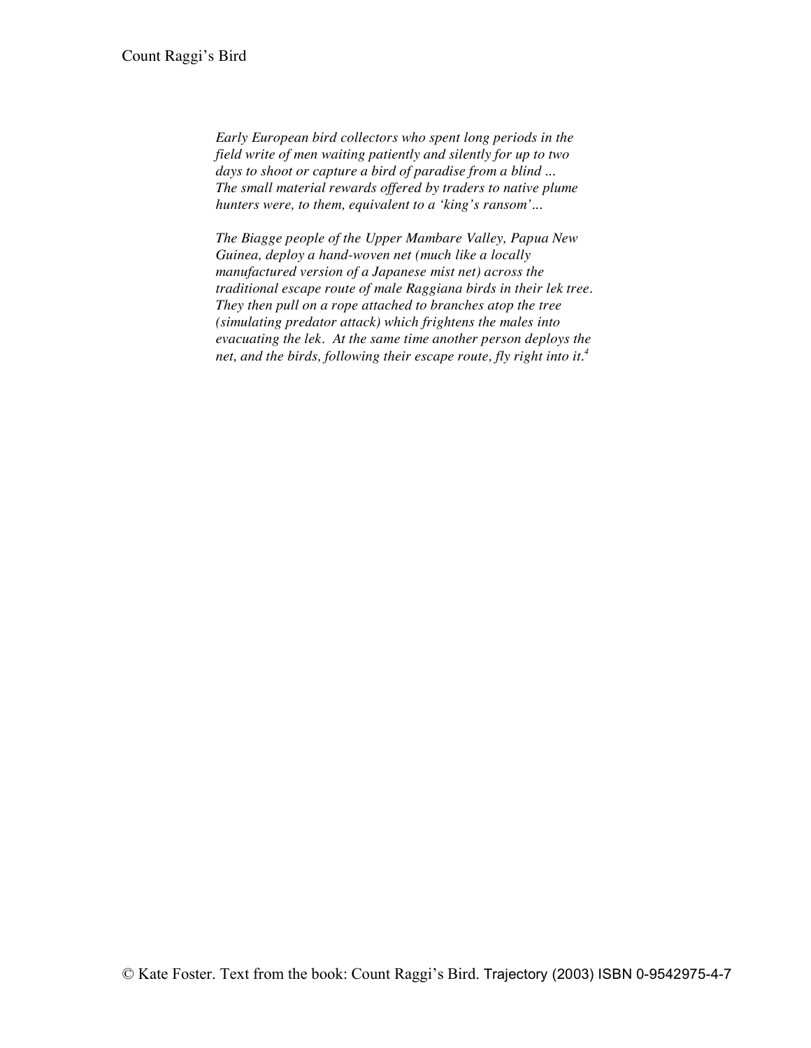*Early European bird collectors who spent long periods in the field write of men waiting patiently and silently for up to two days to shoot or capture a bird of paradise from a blind ... The small material rewards offered by traders to native plume hunters were, to them, equivalent to a 'king's ransom'…*

*The Biagge people of the Upper Mambare Valley, Papua New Guinea, deploy a hand-woven net (much like a locally manufactured version of a Japanese mist net) across the traditional escape route of male Raggiana birds in their lek tree. They then pull on a rope attached to branches atop the tree (simulating predator attack) which frightens the males into evacuating the lek. At the same time another person deploys the net, and the birds, following their escape route, fly right into it.*[4]

© Kate Foster. Text from the book: Count Raggi's Bird. Trajectory (2003) ISBN 0-9542975-4-7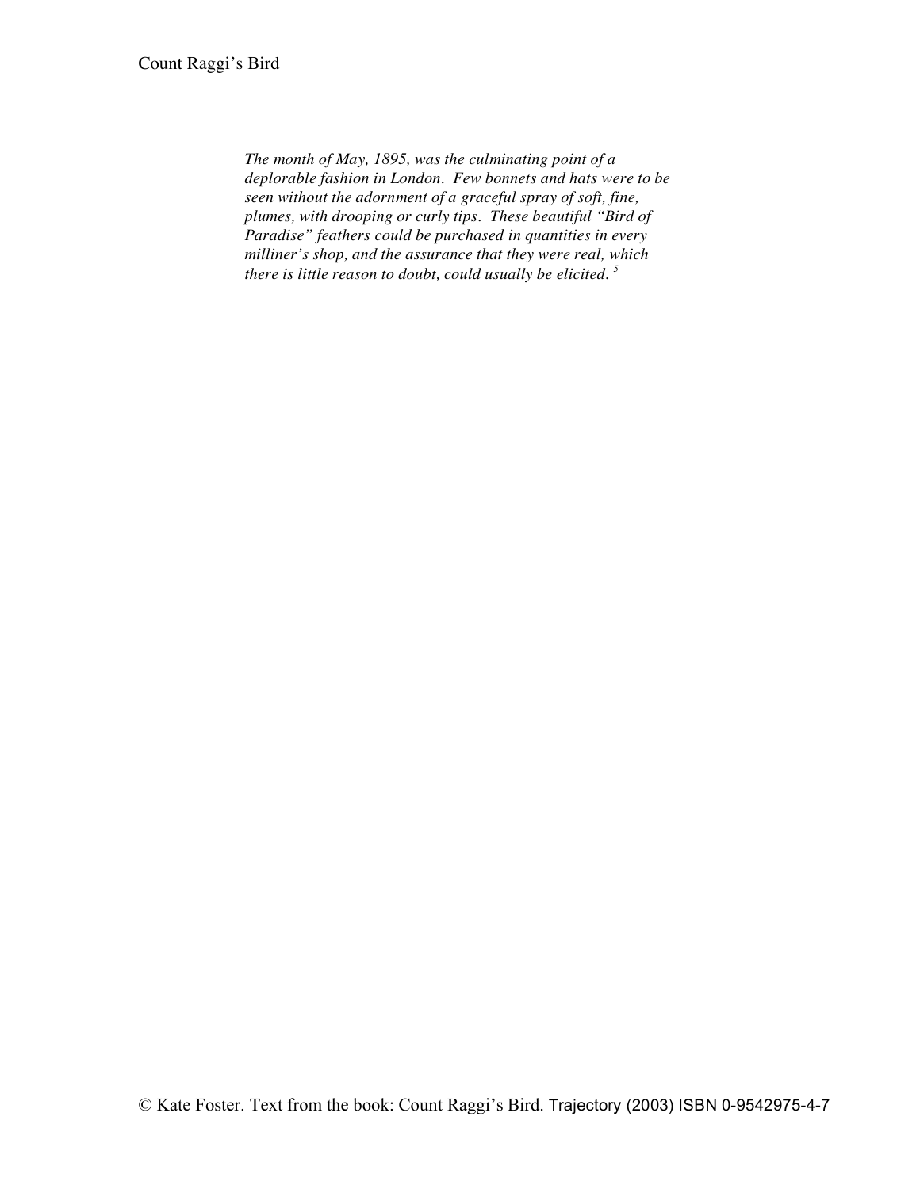*The month of May, 1895, was the culminating point of a deplorable fashion in London. Few bonnets and hats were to be seen without the adornment of a graceful spray of soft, fine, plumes, with drooping or curly tips. These beautiful "Bird of Paradise" feathers could be purchased in quantities in every milliner's shop, and the assurance that they were real, which there is little reason to doubt, could usually be elicited.* [5]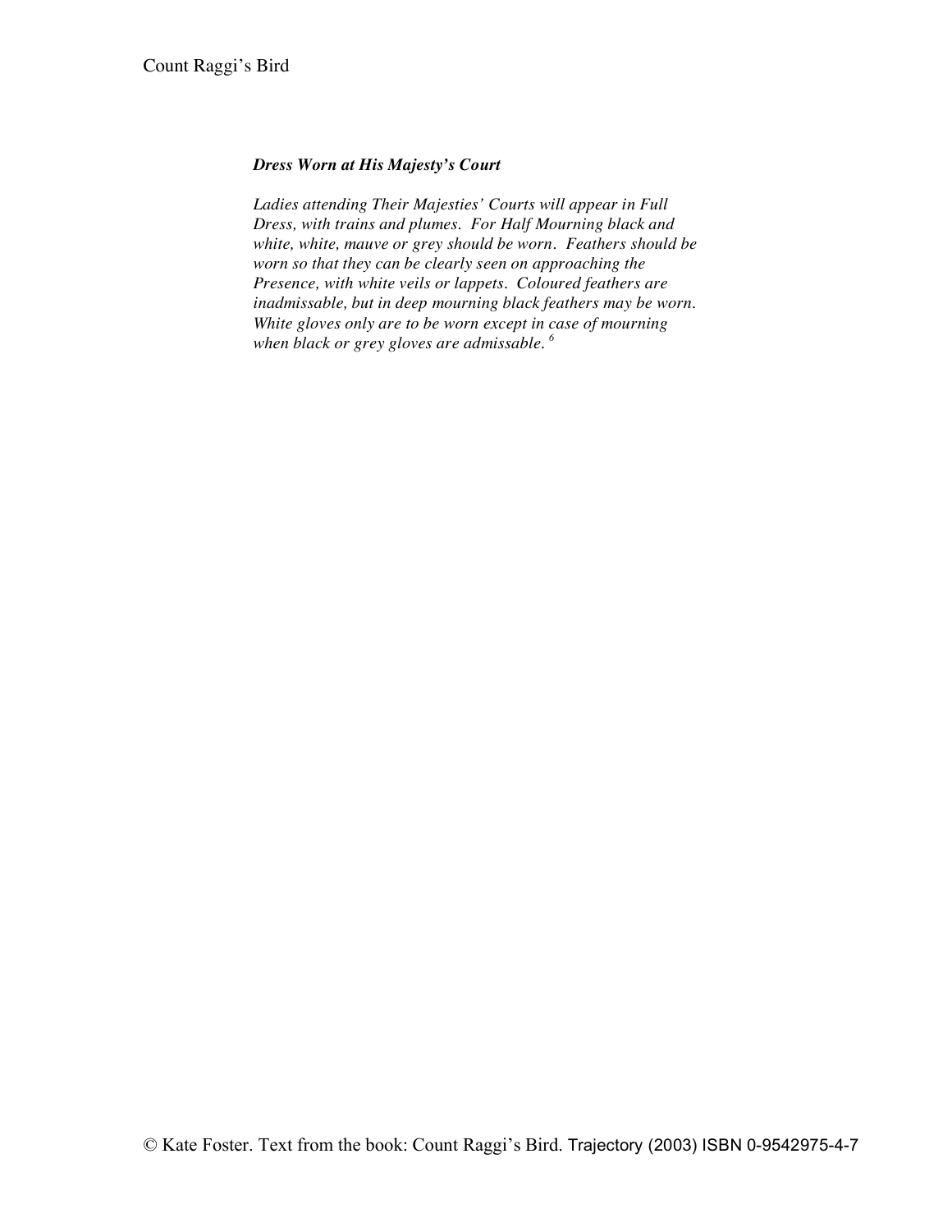***Dress Worn at His Majesty's Court***

*Ladies attending Their Majesties' Courts will appear in Full Dress, with trains and plumes. For Half Mourning black and white, white, mauve or grey should be worn. Feathers should be worn so that they can be clearly seen on approaching the Presence, with white veils or lappets. Coloured feathers are inadmissable, but in deep mourning black feathers may be worn. White gloves only are to be worn except in case of mourning when black or grey gloves are admissable.* [6]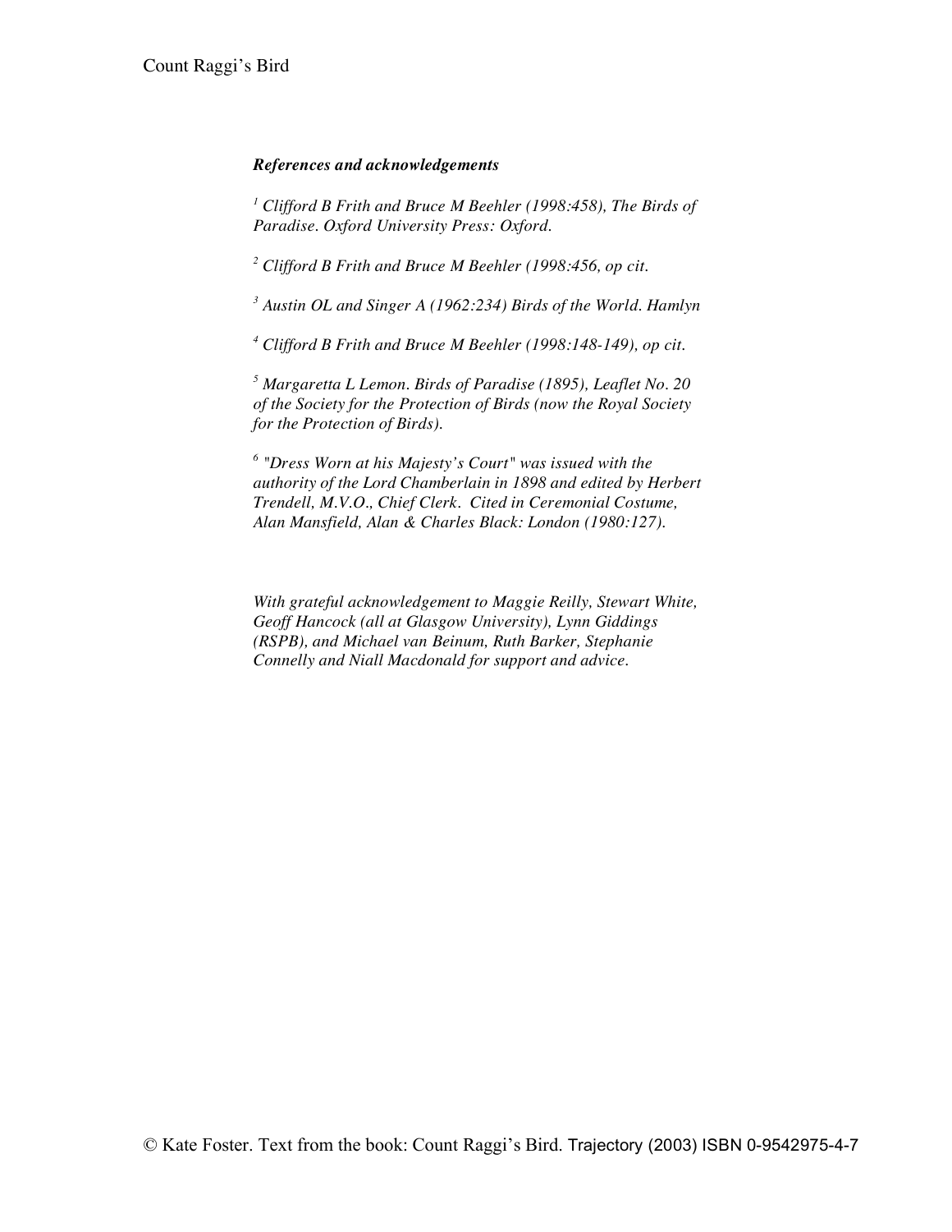***References and acknowledgements***

*[1] Clifford B Frith and Bruce M Beehler (1998:458), The Birds of Paradise. Oxford University Press: Oxford.*

*[2] Clifford B Frith and Bruce M Beehler (1998:456, op cit.*

*[3] Austin OL and Singer A (1962:234) Birds of the World. Hamlyn*

*[4] Clifford B Frith and Bruce M Beehler (1998:148-149), op cit.*

*[5] Margaretta L Lemon. Birds of Paradise (1895), Leaflet No. 20 of the Society for the Protection of Birds (now the Royal Society for the Protection of Birds).*

*[6] "Dress Worn at his Majesty's Court" was issued with the authority of the Lord Chamberlain in 1898 and edited by Herbert Trendell, M.V.O., Chief Clerk. Cited in Ceremonial Costume, Alan Mansfield, Alan & Charles Black: London (1980:127).*

*With grateful acknowledgement to Maggie Reilly, Stewart White, Geoff Hancock (all at Glasgow University), Lynn Giddings (RSPB), and Michael van Beinum, Ruth Barker, Stephanie Connelly and Niall Macdonald for support and advice.*

© Kate Foster. Text from the book: Count Raggi's Bird. Trajectory (2003) ISBN 0-9542975-4-7